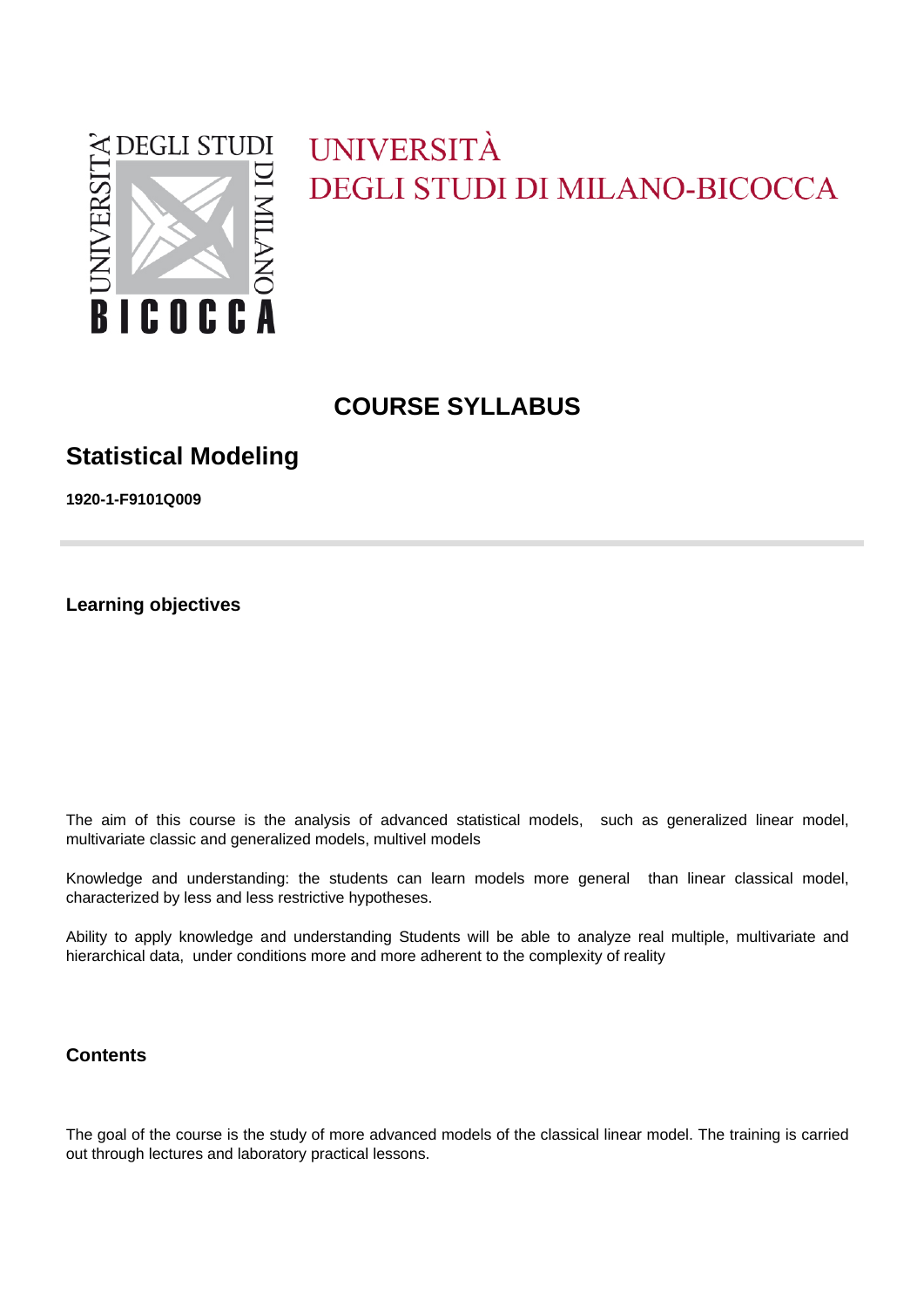UNIVERSITÀ
DEGLI STUDI DI MILANO-BICOCCA

# COURSE SYLLABUS

## Statistical Modeling

**1920-1-F9101Q009**

### Learning objectives

The aim of this course is the analysis of advanced statistical models, such as generalized linear model, multivariate classic and generalized models, multivel models

Knowledge and understanding: the students can learn models more general than linear classical model, characterized by less and less restrictive hypotheses.

Ability to apply knowledge and understanding Students will be able to analyze real multiple, multivariate and hierarchical data, under conditions more and more adherent to the complexity of reality

### Contents

The goal of the course is the study of more advanced models of the classical linear model. The training is carried out through lectures and laboratory practical lessons.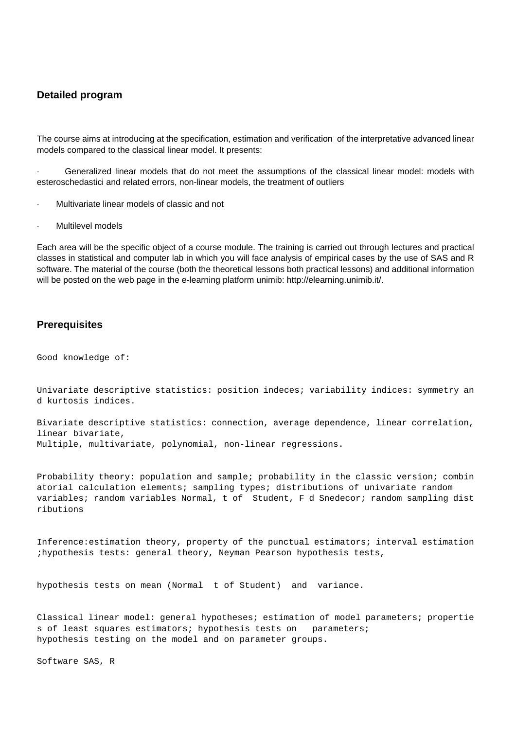## Detailed program

The course aims at introducing at the specification, estimation and verification of the interpretative advanced linear models compared to the classical linear model. It presents:

- Generalized linear models that do not meet the assumptions of the classical linear model: models with esteroschedastici and related errors, non-linear models, the treatment of outliers
- Multivariate linear models of classic and not
- Multilevel models

Each area will be the specific object of a course module. The training is carried out through lectures and practical classes in statistical and computer lab in which you will face analysis of empirical cases by the use of SAS and R software. The material of the course (both the theoretical lessons both practical lessons) and additional information will be posted on the web page in the e-learning platform unimib: http://elearning.unimib.it/.

## Prerequisites

Good knowledge of:

Univariate descriptive statistics: position indeces; variability indices: symmetry and kurtosis indices.

Bivariate descriptive statistics: connection, average dependence, linear correlation, linear bivariate,
Multiple, multivariate, polynomial, non-linear regressions.

Probability theory: population and sample; probability in the classic version; combinatorial calculation elements; sampling types; distributions of univariate random variables; random variables Normal, t of Student, F d Snedecor; random sampling distributions

Inference:estimation theory, property of the punctual estimators; interval estimation ;hypothesis tests: general theory, Neyman Pearson hypothesis tests,

hypothesis tests on mean (Normal t of Student) and variance.

Classical linear model: general hypotheses; estimation of model parameters; properties of least squares estimators; hypothesis tests on parameters;
hypothesis testing on the model and on parameter groups.

Software SAS, R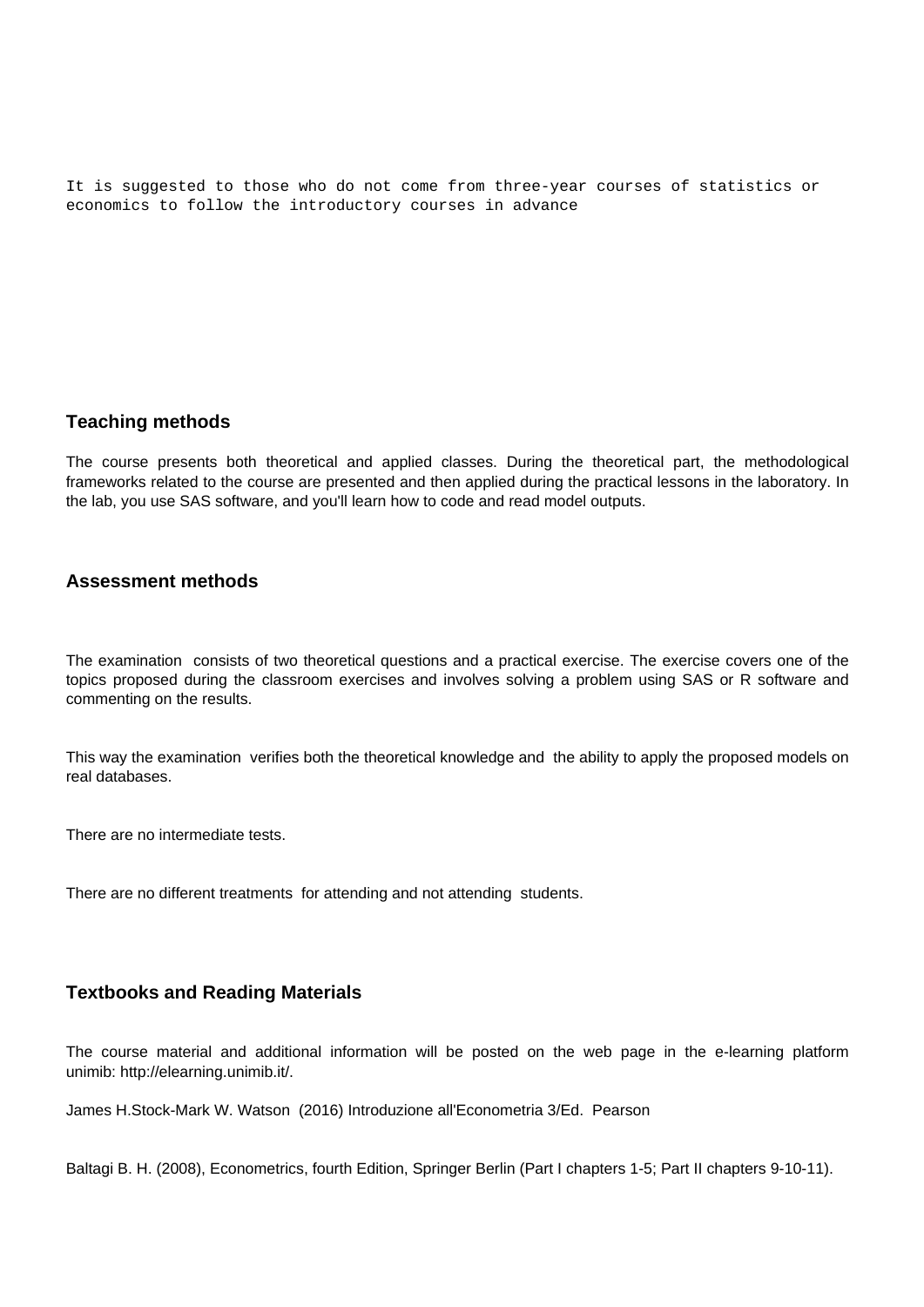It is suggested to those who do not come from three-year courses of statistics or economics to follow the introductory courses in advance

### Teaching methods

The course presents both theoretical and applied classes. During the theoretical part, the methodological frameworks related to the course are presented and then applied during the practical lessons in the laboratory. In the lab, you use SAS software, and you'll learn how to code and read model outputs.

### Assessment methods

The examination consists of two theoretical questions and a practical exercise. The exercise covers one of the topics proposed during the classroom exercises and involves solving a problem using SAS or R software and commenting on the results.

This way the examination verifies both the theoretical knowledge and the ability to apply the proposed models on real databases.

There are no intermediate tests.

There are no different treatments for attending and not attending students.

### Textbooks and Reading Materials

The course material and additional information will be posted on the web page in the e-learning platform unimib: http://elearning.unimib.it/.

James H.Stock-Mark W. Watson (2016) Introduzione all'Econometria 3/Ed. Pearson

Baltagi B. H. (2008), Econometrics, fourth Edition, Springer Berlin (Part I chapters 1-5; Part II chapters 9-10-11).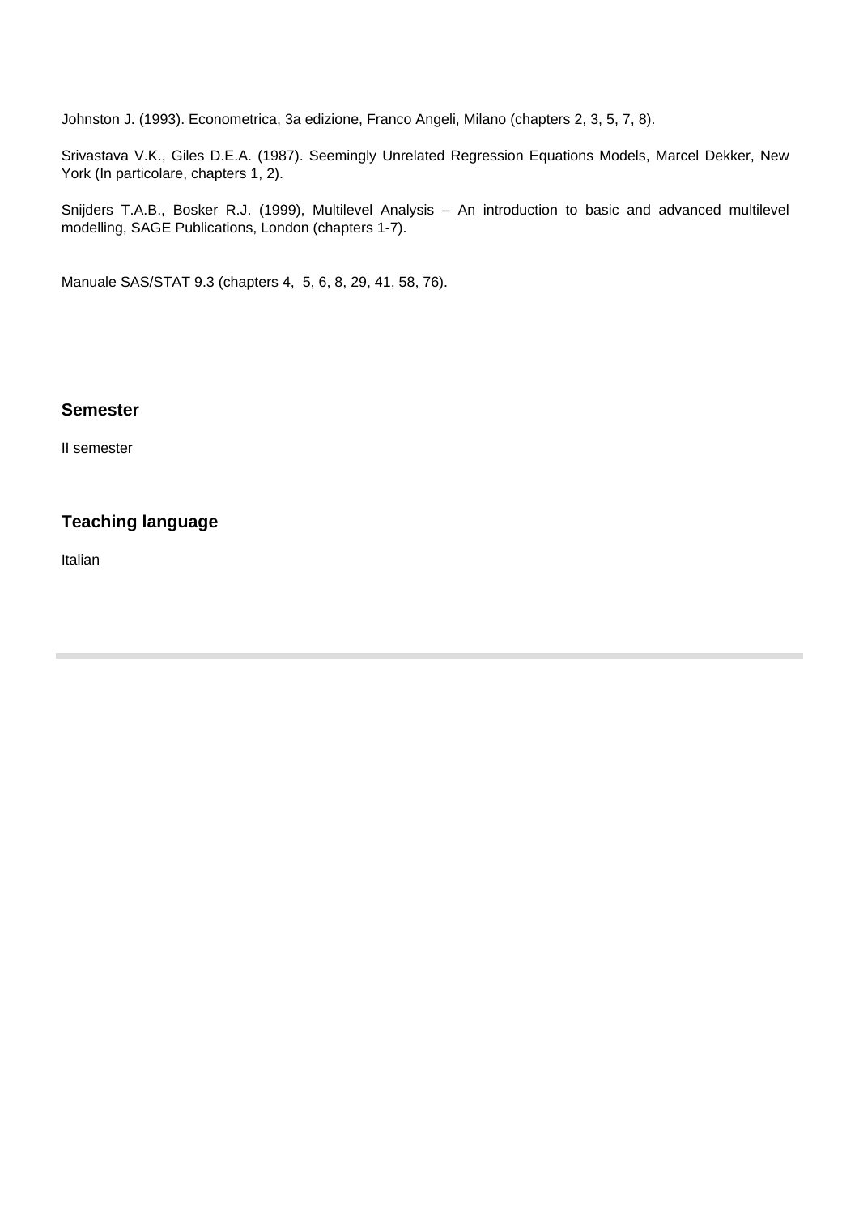Johnston J. (1993). Econometrica, 3a edizione, Franco Angeli, Milano (chapters 2, 3, 5, 7, 8).

Srivastava V.K., Giles D.E.A. (1987). Seemingly Unrelated Regression Equations Models, Marcel Dekker, New York (In particolare, chapters 1, 2).

Snijders T.A.B., Bosker R.J. (1999), Multilevel Analysis – An introduction to basic and advanced multilevel modelling, SAGE Publications, London (chapters 1-7).

Manuale SAS/STAT 9.3 (chapters 4, 5, 6, 8, 29, 41, 58, 76).

### Semester

II semester

### Teaching language

Italian